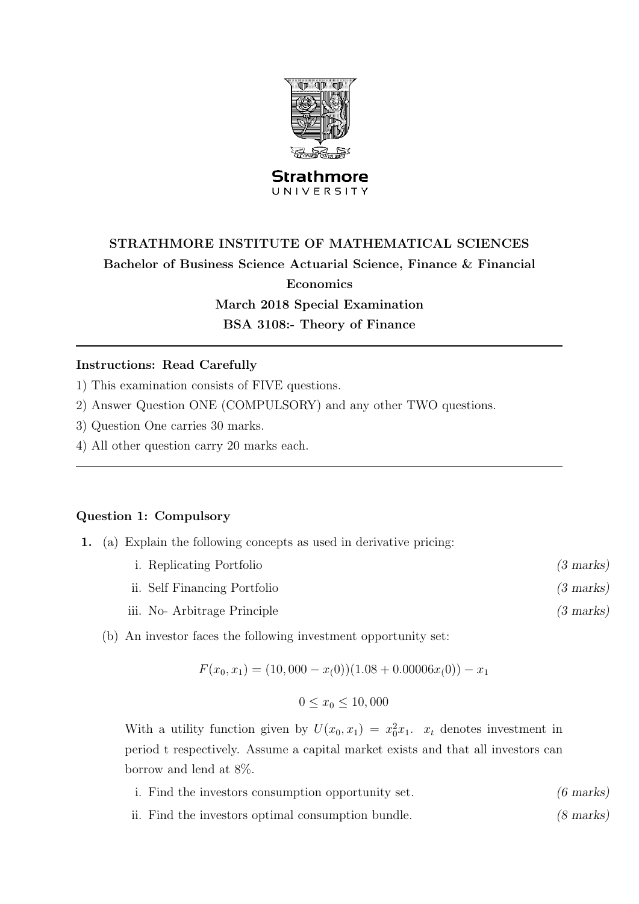Strathmore
UNIVERSITY

**STRATHMORE INSTITUTE OF MATHEMATICAL SCIENCES**

**Bachelor of Business Science Actuarial Science, Finance & Financial Economics**

**March 2018 Special Examination**

**BSA 3108:- Theory of Finance**

---

**Instructions: Read Carefully**

1) This examination consists of FIVE questions.
2) Answer Question ONE (COMPULSORY) and any other TWO questions.
3) Question One carries 30 marks.
4) All other question carry 20 marks each.

---

## Question 1: Compulsory

**1.** (a) Explain the following concepts as used in derivative pricing:

i. Replicating Portfolio *(3 marks)*

ii. Self Financing Portfolio *(3 marks)*

iii. No- Arbitrage Principle *(3 marks)*

(b) An investor faces the following investment opportunity set:

$$F(x_0, x_1) = (10,000 - x_(0))(1.08 + 0.00006x_(0)) - x_1$$

$$0 \leq x_0 \leq 10,000$$

With a utility function given by $U(x_0, x_1) = x_0^2 x_1$. $x_t$ denotes investment in period t respectively. Assume a capital market exists and that all investors can borrow and lend at 8%.

i. Find the investors consumption opportunity set. *(6 marks)*

ii. Find the investors optimal consumption bundle. *(8 marks)*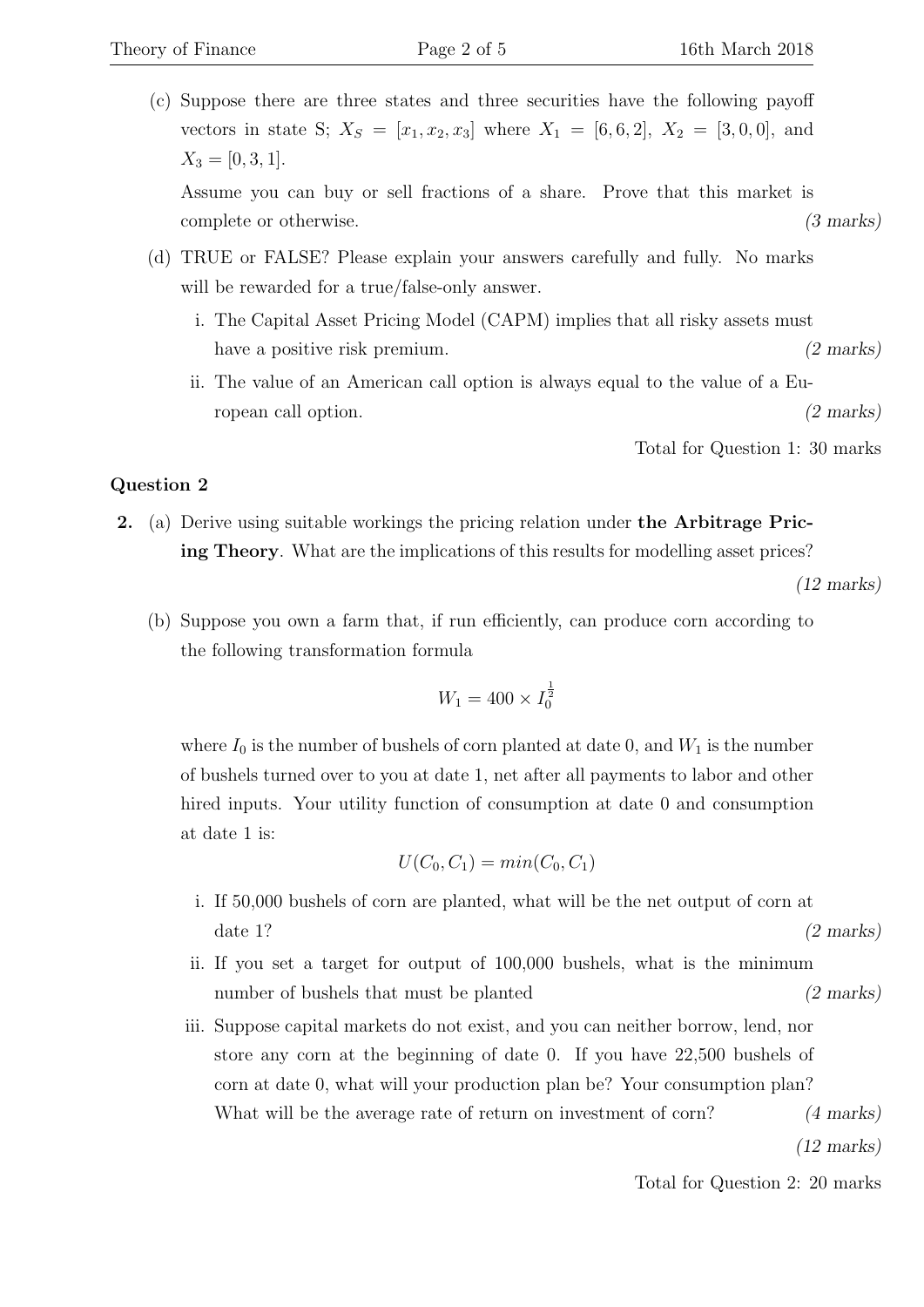(c) Suppose there are three states and three securities have the following payoff vectors in state S; $X_S = [x_1, x_2, x_3]$ where $X_1 = [6, 6, 2]$, $X_2 = [3, 0, 0]$, and $X_3 = [0, 3, 1]$.

Assume you can buy or sell fractions of a share. Prove that this market is complete or otherwise. *(3 marks)*

(d) TRUE or FALSE? Please explain your answers carefully and fully. No marks will be rewarded for a true/false-only answer.

i. The Capital Asset Pricing Model (CAPM) implies that all risky assets must have a positive risk premium. *(2 marks)*

ii. The value of an American call option is always equal to the value of a European call option. *(2 marks)*

Total for Question 1: 30 marks

## Question 2

**2.** (a) Derive using suitable workings the pricing relation under **the Arbitrage Pricing Theory**. What are the implications of this results for modelling asset prices? *(12 marks)*

(b) Suppose you own a farm that, if run efficiently, can produce corn according to the following transformation formula

$$W_1 = 400 \times I_0^{\frac{1}{2}}$$

where $I_0$ is the number of bushels of corn planted at date 0, and $W_1$ is the number of bushels turned over to you at date 1, net after all payments to labor and other hired inputs. Your utility function of consumption at date 0 and consumption at date 1 is:

$$U(C_0, C_1) = min(C_0, C_1)$$

i. If 50,000 bushels of corn are planted, what will be the net output of corn at date 1? *(2 marks)*

ii. If you set a target for output of 100,000 bushels, what is the minimum number of bushels that must be planted *(2 marks)*

iii. Suppose capital markets do not exist, and you can neither borrow, lend, nor store any corn at the beginning of date 0. If you have 22,500 bushels of corn at date 0, what will your production plan be? Your consumption plan? What will be the average rate of return on investment of corn? *(4 marks)*

*(12 marks)*

Total for Question 2: 20 marks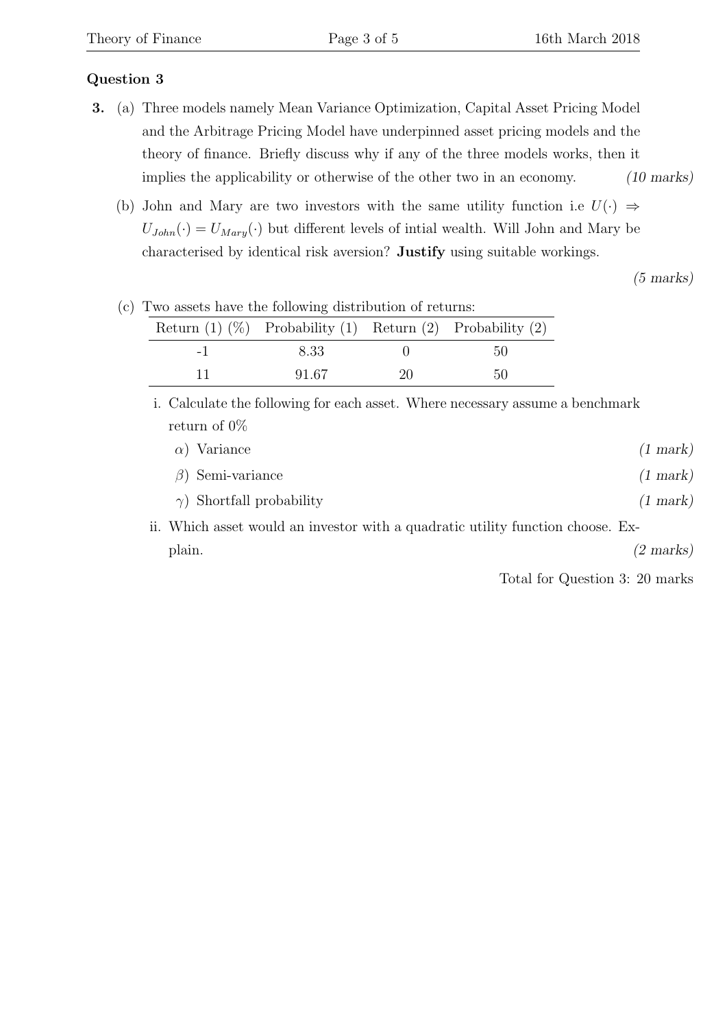## Question 3

**3.** (a) Three models namely Mean Variance Optimization, Capital Asset Pricing Model and the Arbitrage Pricing Model have underpinned asset pricing models and the theory of finance. Briefly discuss why if any of the three models works, then it implies the applicability or otherwise of the other two in an economy. *(10 marks)*

(b) John and Mary are two investors with the same utility function i.e $U(\cdot) \Rightarrow U_{John}(\cdot) = U_{Mary}(\cdot)$ but different levels of intial wealth. Will John and Mary be characterised by identical risk aversion? **Justify** using suitable workings. *(5 marks)*

(c) Two assets have the following distribution of returns:

| Return (1) (%) | Probability (1) | Return (2) | Probability (2) |
|---|---|---|---|
| -1 | 8.33 | 0 | 50 |
| 11 | 91.67 | 20 | 50 |

i. Calculate the following for each asset. Where necessary assume a benchmark return of 0%

$\alpha$) Variance *(1 mark)*

$\beta$) Semi-variance *(1 mark)*

$\gamma$) Shortfall probability *(1 mark)*

ii. Which asset would an investor with a quadratic utility function choose. Explain. *(2 marks)*

Total for Question 3: 20 marks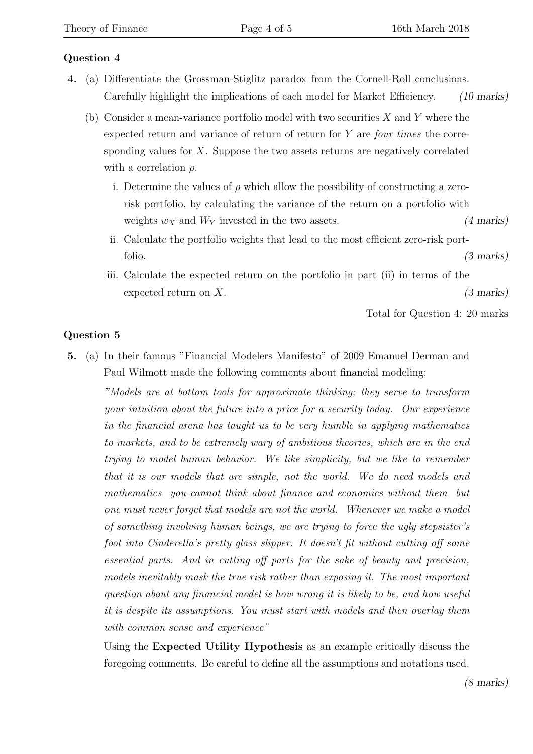### Question 4

**4.** (a) Differentiate the Grossman-Stiglitz paradox from the Cornell-Roll conclusions. Carefully highlight the implications of each model for Market Efficiency. *(10 marks)*

(b) Consider a mean-variance portfolio model with two securities $X$ and $Y$ where the expected return and variance of return of return for $Y$ are *four times* the corresponding values for $X$. Suppose the two assets returns are negatively correlated with a correlation $\rho$.

i. Determine the values of $\rho$ which allow the possibility of constructing a zero-risk portfolio, by calculating the variance of the return on a portfolio with weights $w_X$ and $W_Y$ invested in the two assets. *(4 marks)*

ii. Calculate the portfolio weights that lead to the most efficient zero-risk portfolio. *(3 marks)*

iii. Calculate the expected return on the portfolio in part (ii) in terms of the expected return on $X$. *(3 marks)*

Total for Question 4: 20 marks

### Question 5

**5.** (a) In their famous "Financial Modelers Manifesto" of 2009 Emanuel Derman and Paul Wilmott made the following comments about financial modeling:

*"Models are at bottom tools for approximate thinking; they serve to transform your intuition about the future into a price for a security today. Our experience in the financial arena has taught us to be very humble in applying mathematics to markets, and to be extremely wary of ambitious theories, which are in the end trying to model human behavior. We like simplicity, but we like to remember that it is our models that are simple, not the world. We do need models and mathematics you cannot think about finance and economics without them but one must never forget that models are not the world. Whenever we make a model of something involving human beings, we are trying to force the ugly stepsister's foot into Cinderella's pretty glass slipper. It doesn't fit without cutting off some essential parts. And in cutting off parts for the sake of beauty and precision, models inevitably mask the true risk rather than exposing it. The most important question about any financial model is how wrong it is likely to be, and how useful it is despite its assumptions. You must start with models and then overlay them with common sense and experience"*

Using the **Expected Utility Hypothesis** as an example critically discuss the foregoing comments. Be careful to define all the assumptions and notations used.

*(8 marks)*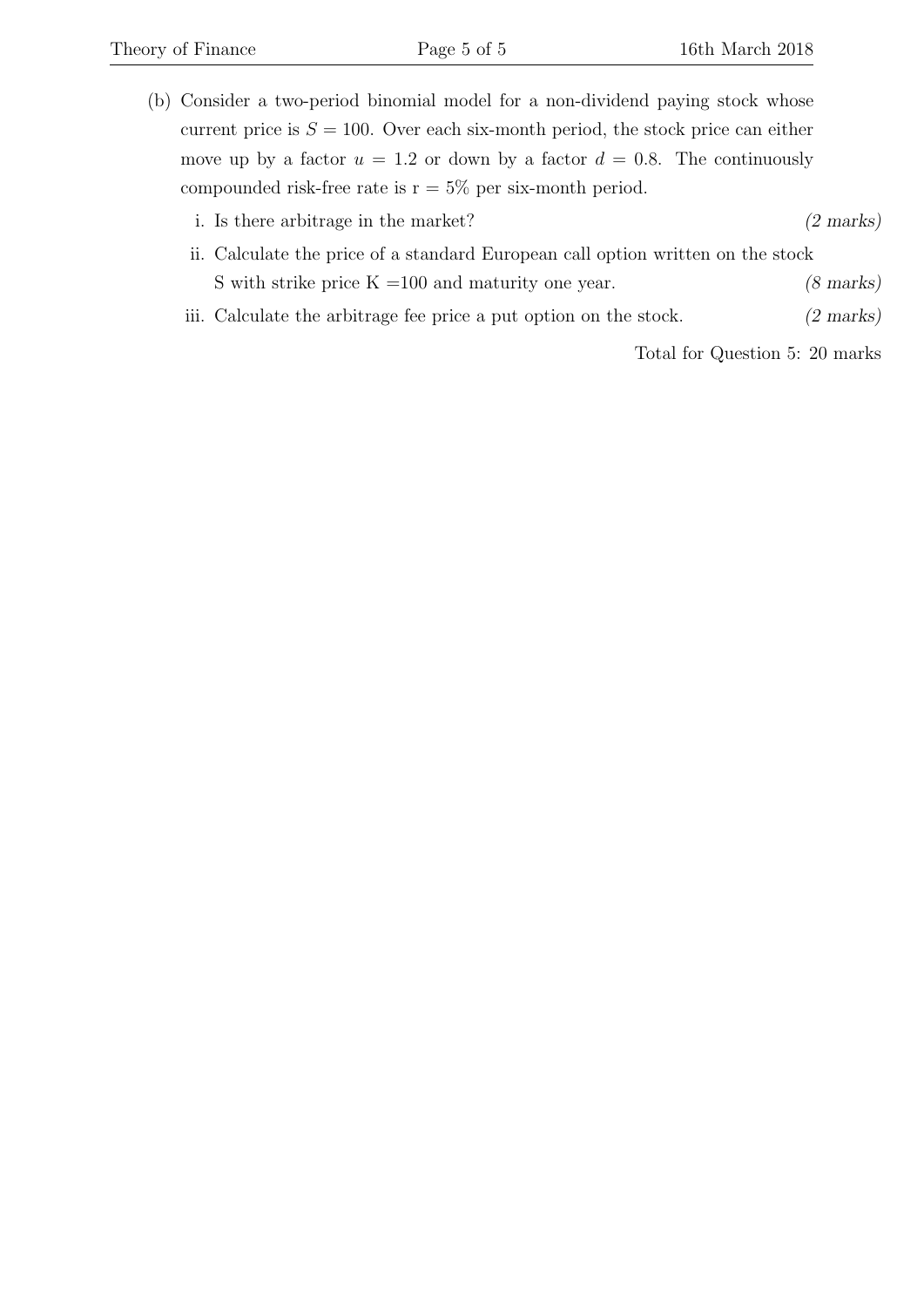(b) Consider a two-period binomial model for a non-dividend paying stock whose current price is $S = 100$. Over each six-month period, the stock price can either move up by a factor $u = 1.2$ or down by a factor $d = 0.8$. The continuously compounded risk-free rate is r = 5% per six-month period.

   i. Is there arbitrage in the market? *(2 marks)*

   ii. Calculate the price of a standard European call option written on the stock S with strike price K =100 and maturity one year. *(8 marks)*

   iii. Calculate the arbitrage fee price a put option on the stock. *(2 marks)*

Total for Question 5: 20 marks